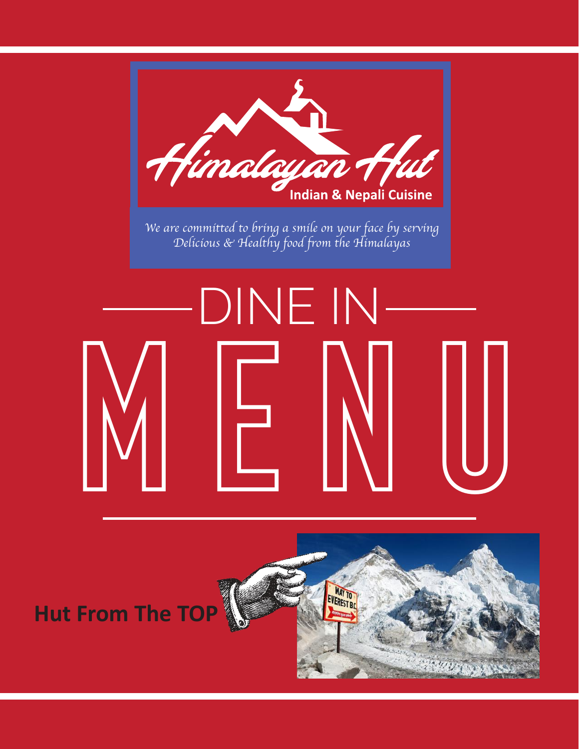# Himalayan Hut

**Indian & Nepali Cuisine**

*We are committed to bring a smile on your face by serving Delicious & Healthy food from the Himalayas*

## DINE IN

# MENU

**Hut From The TOP**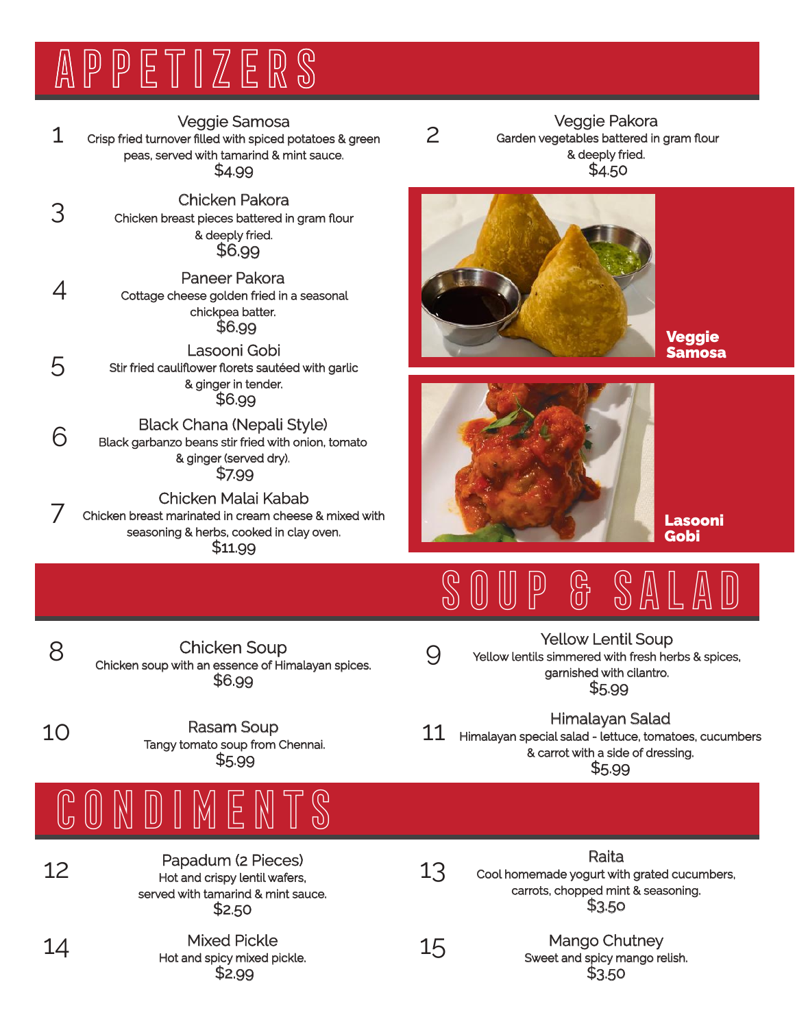# APPETIZERS

**1** Veggie Samosa
Crisp fried turnover filled with spiced potatoes & green peas, served with tamarind & mint sauce.
$4.99

**2** Veggie Pakora
Garden vegetables battered in gram flour & deeply fried.
$4.50

**3** Chicken Pakora
Chicken breast pieces battered in gram flour & deeply fried.
$6.99

**4** Paneer Pakora
Cottage cheese golden fried in a seasonal chickpea batter.
$6.99

**5** Lasooni Gobi
Stir fried cauliflower florets sautéed with garlic & ginger in tender.
$6.99

**6** Black Chana (Nepali Style)
Black garbanzo beans stir fried with onion, tomato & ginger (served dry).
$7.99

**7** Chicken Malai Kabab
Chicken breast marinated in cream cheese & mixed with seasoning & herbs, cooked in clay oven.
$11.99

**Veggie Samosa**

**Lasooni Gobi**

# SOUP & SALAD

**8** Chicken Soup
Chicken soup with an essence of Himalayan spices.
$6.99

**9** Yellow Lentil Soup
Yellow lentils simmered with fresh herbs & spices, garnished with cilantro.
$5.99

**10** Rasam Soup
Tangy tomato soup from Chennai.
$5.99

**11** Himalayan Salad
Himalayan special salad - lettuce, tomatoes, cucumbers & carrot with a side of dressing.
$5.99

# CONDIMENTS

**12** Papadum (2 Pieces)
Hot and crispy lentil wafers, served with tamarind & mint sauce.
$2.50

**13** Raita
Cool homemade yogurt with grated cucumbers, carrots, chopped mint & seasoning.
$3.50

**14** Mixed Pickle
Hot and spicy mixed pickle.
$2.99

**15** Mango Chutney
Sweet and spicy mango relish.
$3.50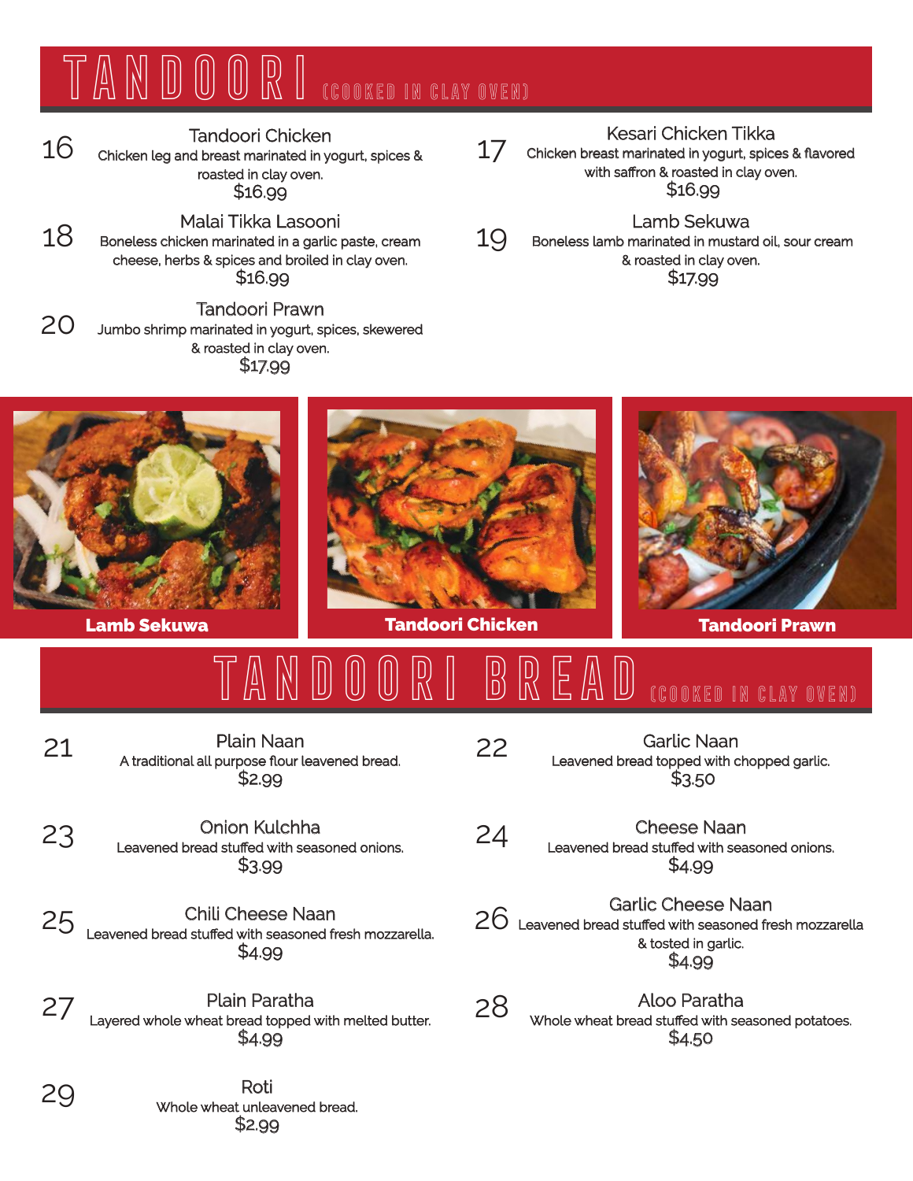# TANDOORI (COOKED IN CLAY OVEN)

**16** Tandoori Chicken
Chicken leg and breast marinated in yogurt, spices & roasted in clay oven.
$16.99

**17** Kesari Chicken Tikka
Chicken breast marinated in yogurt, spices & flavored with saffron & roasted in clay oven.
$16.99

**18** Malai Tikka Lasooni
Boneless chicken marinated in a garlic paste, cream cheese, herbs & spices and broiled in clay oven.
$16.99

**19** Lamb Sekuwa
Boneless lamb marinated in mustard oil, sour cream & roasted in clay oven.
$17.99

**20** Tandoori Prawn
Jumbo shrimp marinated in yogurt, spices, skewered & roasted in clay oven.
$17.99

**Lamb Sekuwa**

**Tandoori Chicken**

**Tandoori Prawn**

# TANDOORI BREAD (COOKED IN CLAY OVEN)

**21** Plain Naan
A traditional all purpose flour leavened bread.
$2.99

**22** Garlic Naan
Leavened bread topped with chopped garlic.
$3.50

**23** Onion Kulchha
Leavened bread stuffed with seasoned onions.
$3.99

**24** Cheese Naan
Leavened bread stuffed with seasoned onions.
$4.99

**25** Chili Cheese Naan
Leavened bread stuffed with seasoned fresh mozzarella.
$4.99

**26** Garlic Cheese Naan
Leavened bread stuffed with seasoned fresh mozzarella & tosted in garlic.
$4.99

**27** Plain Paratha
Layered whole wheat bread topped with melted butter.
$4.99

**28** Aloo Paratha
Whole wheat bread stuffed with seasoned potatoes.
$4.50

**29** Roti
Whole wheat unleavened bread.
$2.99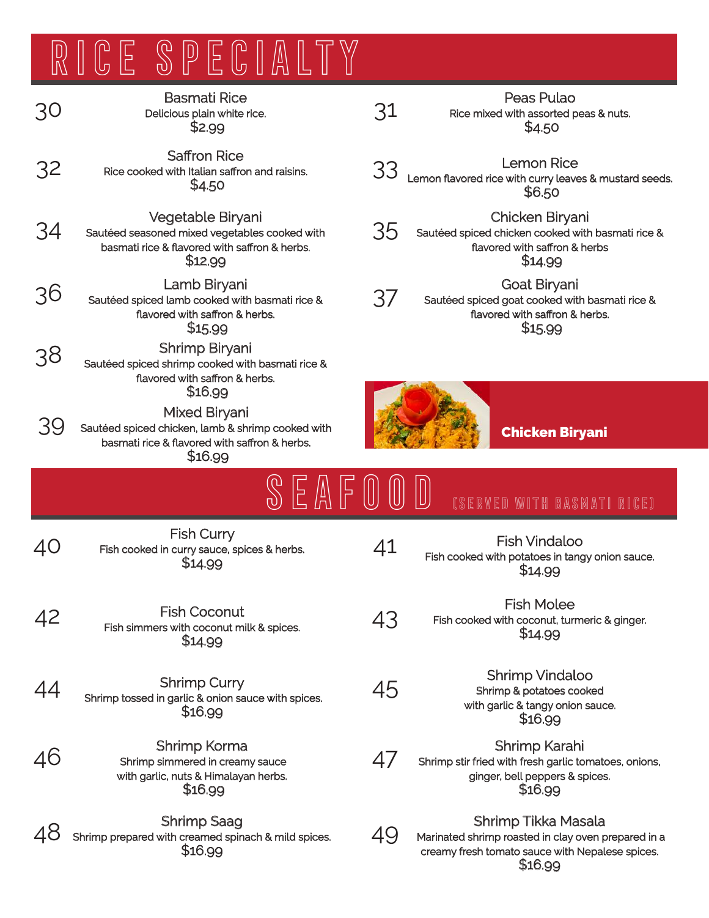# RICE SPECIALTY

**30** Basmati Rice
Delicious plain white rice.
$2.99

**31** Peas Pulao
Rice mixed with assorted peas & nuts.
$4.50

**32** Saffron Rice
Rice cooked with Italian saffron and raisins.
$4.50

**33** Lemon Rice
Lemon flavored rice with curry leaves & mustard seeds.
$6.50

**34** Vegetable Biryani
Sautéed seasoned mixed vegetables cooked with basmati rice & flavored with saffron & herbs.
$12.99

**35** Chicken Biryani
Sautéed spiced chicken cooked with basmati rice & flavored with saffron & herbs
$14.99

**36** Lamb Biryani
Sautéed spiced lamb cooked with basmati rice & flavored with saffron & herbs.
$15.99

**37** Goat Biryani
Sautéed spiced goat cooked with basmati rice & flavored with saffron & herbs.
$15.99

**38** Shrimp Biryani
Sautéed spiced shrimp cooked with basmati rice & flavored with saffron & herbs.
$16.99

**39** Mixed Biryani
Sautéed spiced chicken, lamb & shrimp cooked with basmati rice & flavored with saffron & herbs.
$16.99

**Chicken Biryani**

# SEAFOOD (SERVED WITH BASMATI RICE)

**40** Fish Curry
Fish cooked in curry sauce, spices & herbs.
$14.99

**41** Fish Vindaloo
Fish cooked with potatoes in tangy onion sauce.
$14.99

**42** Fish Coconut
Fish simmers with coconut milk & spices.
$14.99

**43** Fish Molee
Fish cooked with coconut, turmeric & ginger.
$14.99

**44** Shrimp Curry
Shrimp tossed in garlic & onion sauce with spices.
$16.99

**45** Shrimp Vindaloo
Shrimp & potatoes cooked with garlic & tangy onion sauce.
$16.99

**46** Shrimp Korma
Shrimp simmered in creamy sauce with garlic, nuts & Himalayan herbs.
$16.99

**47** Shrimp Karahi
Shrimp stir fried with fresh garlic tomatoes, onions, ginger, bell peppers & spices.
$16.99

**48** Shrimp Saag
Shrimp prepared with creamed spinach & mild spices.
$16.99

**49** Shrimp Tikka Masala
Marinated shrimp roasted in clay oven prepared in a creamy fresh tomato sauce with Nepalese spices.
$16.99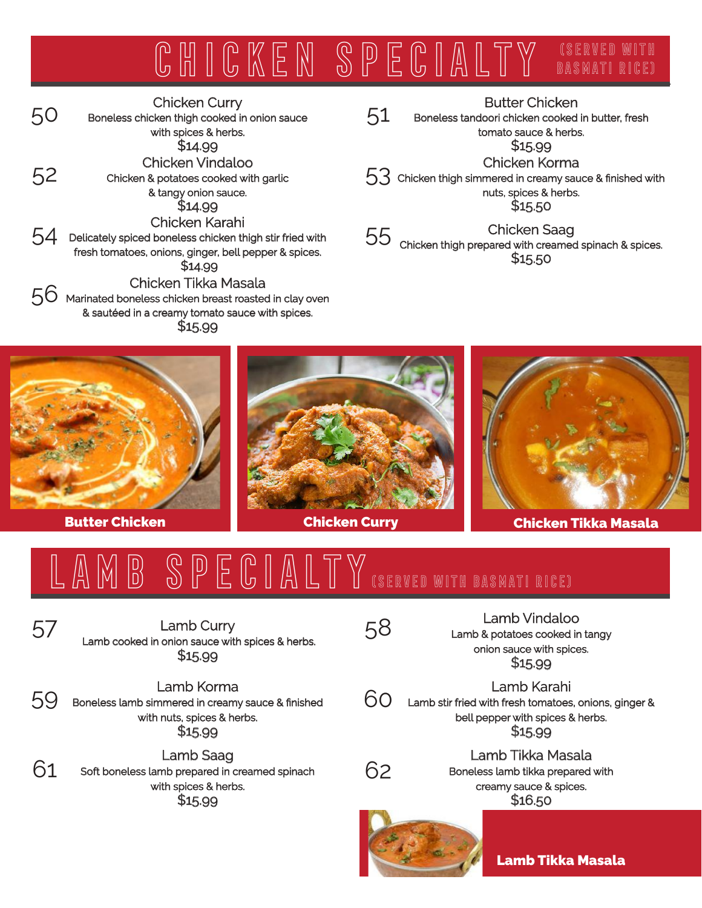# CHICKEN SPECIALTY (SERVED WITH BASMATI RICE)

**50** Chicken Curry
Boneless chicken thigh cooked in onion sauce with spices & herbs.
$14.99

**51** Butter Chicken
Boneless tandoori chicken cooked in butter, fresh tomato sauce & herbs.
$15.99

**52** Chicken Vindaloo
Chicken & potatoes cooked with garlic & tangy onion sauce.
$14.99

**53** Chicken Korma
Chicken thigh simmered in creamy sauce & finished with nuts, spices & herbs.
$15.50

**54** Chicken Karahi
Delicately spiced boneless chicken thigh stir fried with fresh tomatoes, onions, ginger, bell pepper & spices.
$14.99

**55** Chicken Saag
Chicken thigh prepared with creamed spinach & spices.
$15.50

**56** Chicken Tikka Masala
Marinated boneless chicken breast roasted in clay oven & sautéed in a creamy tomato sauce with spices.
$15.99

Butter Chicken

Chicken Curry

Chicken Tikka Masala

# LAMB SPECIALTY (SERVED WITH BASMATI RICE)

**57** Lamb Curry
Lamb cooked in onion sauce with spices & herbs.
$15.99

**58** Lamb Vindaloo
Lamb & potatoes cooked in tangy onion sauce with spices.
$15.99

**59** Lamb Korma
Boneless lamb simmered in creamy sauce & finished with nuts, spices & herbs.
$15.99

**60** Lamb Karahi
Lamb stir fried with fresh tomatoes, onions, ginger & bell pepper with spices & herbs.
$15.99

**61** Lamb Saag
Soft boneless lamb prepared in creamed spinach with spices & herbs.
$15.99

**62** Lamb Tikka Masala
Boneless lamb tikka prepared with creamy sauce & spices.
$16.50

Lamb Tikka Masala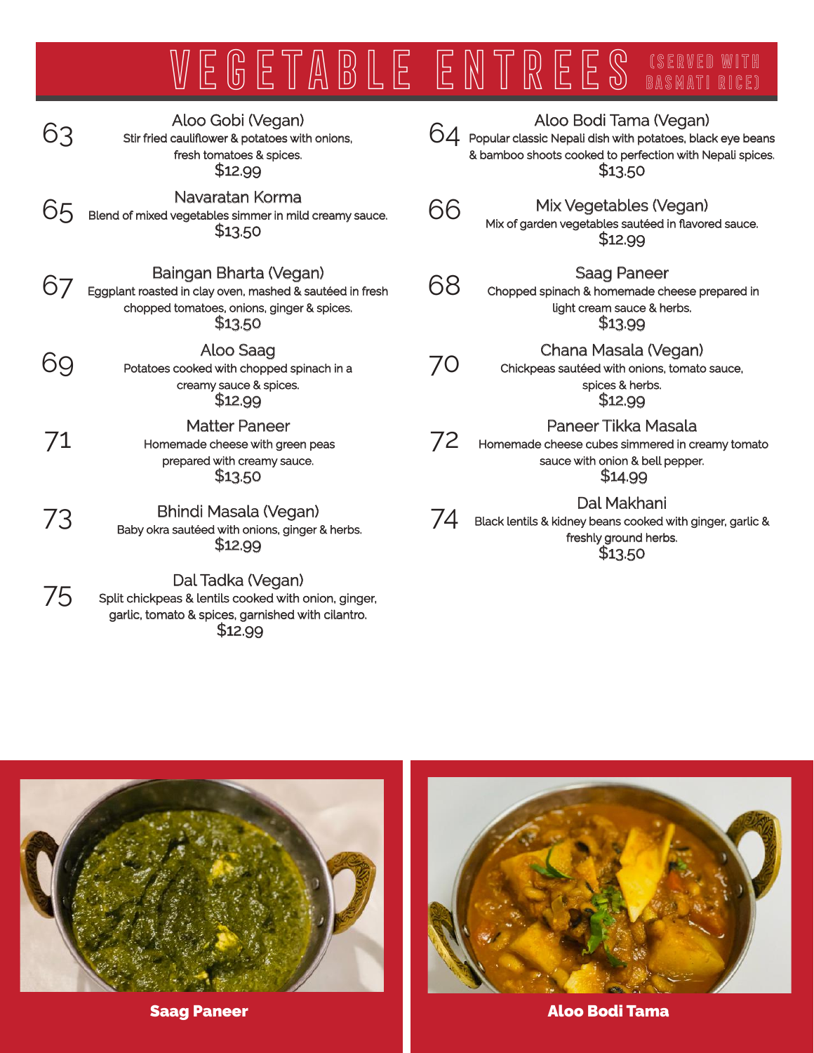# VEGETABLE ENTREES (SERVED WITH BASMATI RICE)

**63** Aloo Gobi (Vegan)
Stir fried cauliflower & potatoes with onions, fresh tomatoes & spices.
$12.99

**64** Aloo Bodi Tama (Vegan)
Popular classic Nepali dish with potatoes, black eye beans & bamboo shoots cooked to perfection with Nepali spices.
$13.50

**65** Navaratan Korma
Blend of mixed vegetables simmer in mild creamy sauce.
$13.50

**66** Mix Vegetables (Vegan)
Mix of garden vegetables sautéed in flavored sauce.
$12.99

**67** Baingan Bharta (Vegan)
Eggplant roasted in clay oven, mashed & sautéed in fresh chopped tomatoes, onions, ginger & spices.
$13.50

**68** Saag Paneer
Chopped spinach & homemade cheese prepared in light cream sauce & herbs.
$13.99

**69** Aloo Saag
Potatoes cooked with chopped spinach in a creamy sauce & spices.
$12.99

**70** Chana Masala (Vegan)
Chickpeas sautéed with onions, tomato sauce, spices & herbs.
$12.99

**71** Matter Paneer
Homemade cheese with green peas prepared with creamy sauce.
$13.50

**72** Paneer Tikka Masala
Homemade cheese cubes simmered in creamy tomato sauce with onion & bell pepper.
$14.99

**73** Bhindi Masala (Vegan)
Baby okra sautéed with onions, ginger & herbs.
$12.99

**74** Dal Makhani
Black lentils & kidney beans cooked with ginger, garlic & freshly ground herbs.
$13.50

**75** Dal Tadka (Vegan)
Split chickpeas & lentils cooked with onion, ginger, garlic, tomato & spices, garnished with cilantro.
$12.99

**Saag Paneer**

**Aloo Bodi Tama**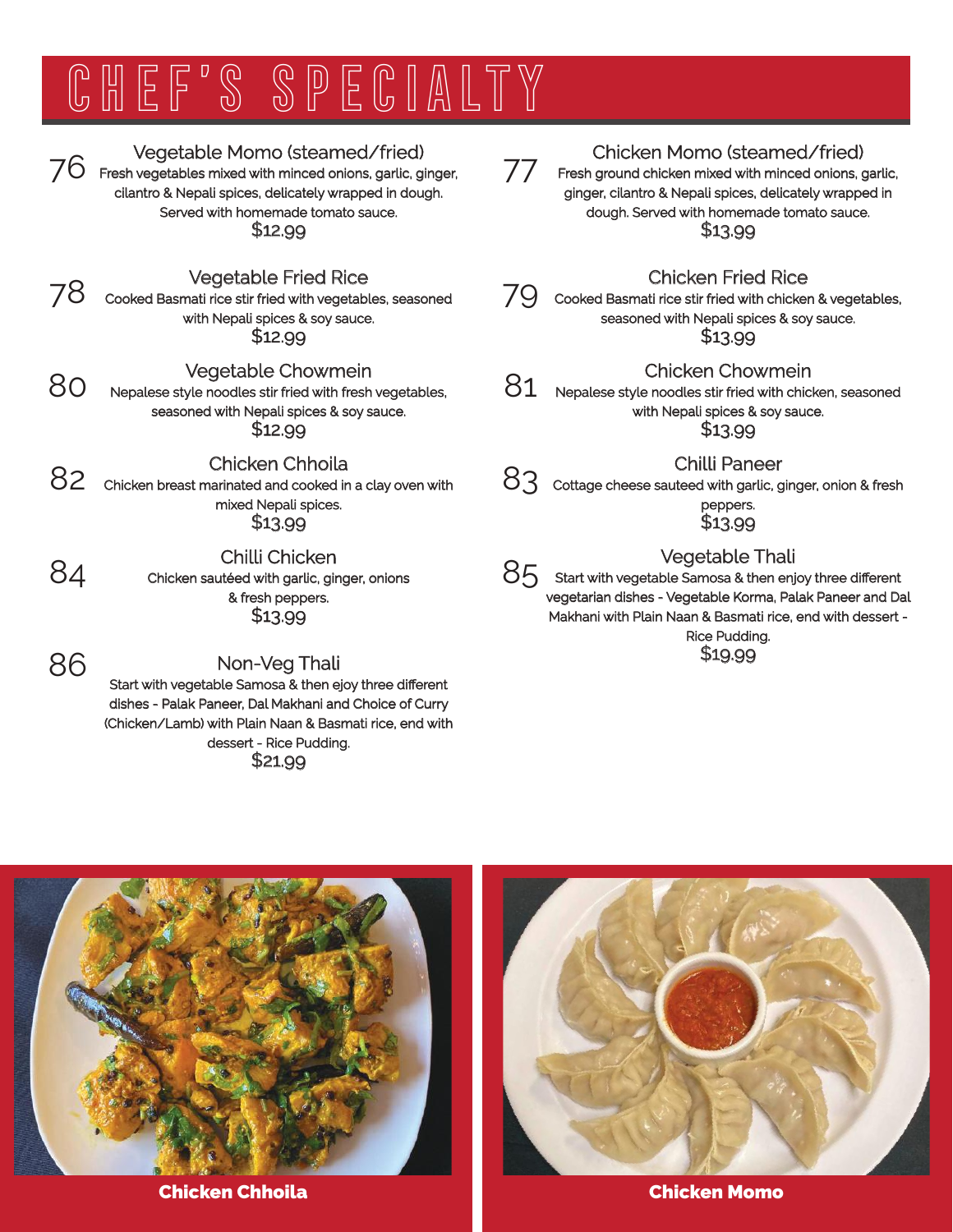# CHEF'S SPECIALTY

**76 Vegetable Momo (steamed/fried)**
Fresh vegetables mixed with minced onions, garlic, ginger, cilantro & Nepali spices, delicately wrapped in dough. Served with homemade tomato sauce.
$12.99

**77 Chicken Momo (steamed/fried)**
Fresh ground chicken mixed with minced onions, garlic, ginger, cilantro & Nepali spices, delicately wrapped in dough. Served with homemade tomato sauce.
$13.99

**78 Vegetable Fried Rice**
Cooked Basmati rice stir fried with vegetables, seasoned with Nepali spices & soy sauce.
$12.99

**79 Chicken Fried Rice**
Cooked Basmati rice stir fried with chicken & vegetables, seasoned with Nepali spices & soy sauce.
$13.99

**80 Vegetable Chowmein**
Nepalese style noodles stir fried with fresh vegetables, seasoned with Nepali spices & soy sauce.
$12.99

**81 Chicken Chowmein**
Nepalese style noodles stir fried with chicken, seasoned with Nepali spices & soy sauce.
$13.99

**82 Chicken Chhoila**
Chicken breast marinated and cooked in a clay oven with mixed Nepali spices.
$13.99

**83 Chilli Paneer**
Cottage cheese sauteed with garlic, ginger, onion & fresh peppers.
$13.99

**84 Chilli Chicken**
Chicken sautéed with garlic, ginger, onions & fresh peppers.
$13.99

**85 Vegetable Thali**
Start with vegetable Samosa & then enjoy three different vegetarian dishes - Vegetable Korma, Palak Paneer and Dal Makhani with Plain Naan & Basmati rice, end with dessert - Rice Pudding.
$19.99

**86 Non-Veg Thali**
Start with vegetable Samosa & then ejoy three different dishes - Palak Paneer, Dal Makhani and Choice of Curry (Chicken/Lamb) with Plain Naan & Basmati rice, end with dessert - Rice Pudding.
$21.99

**Chicken Chhoila**

**Chicken Momo**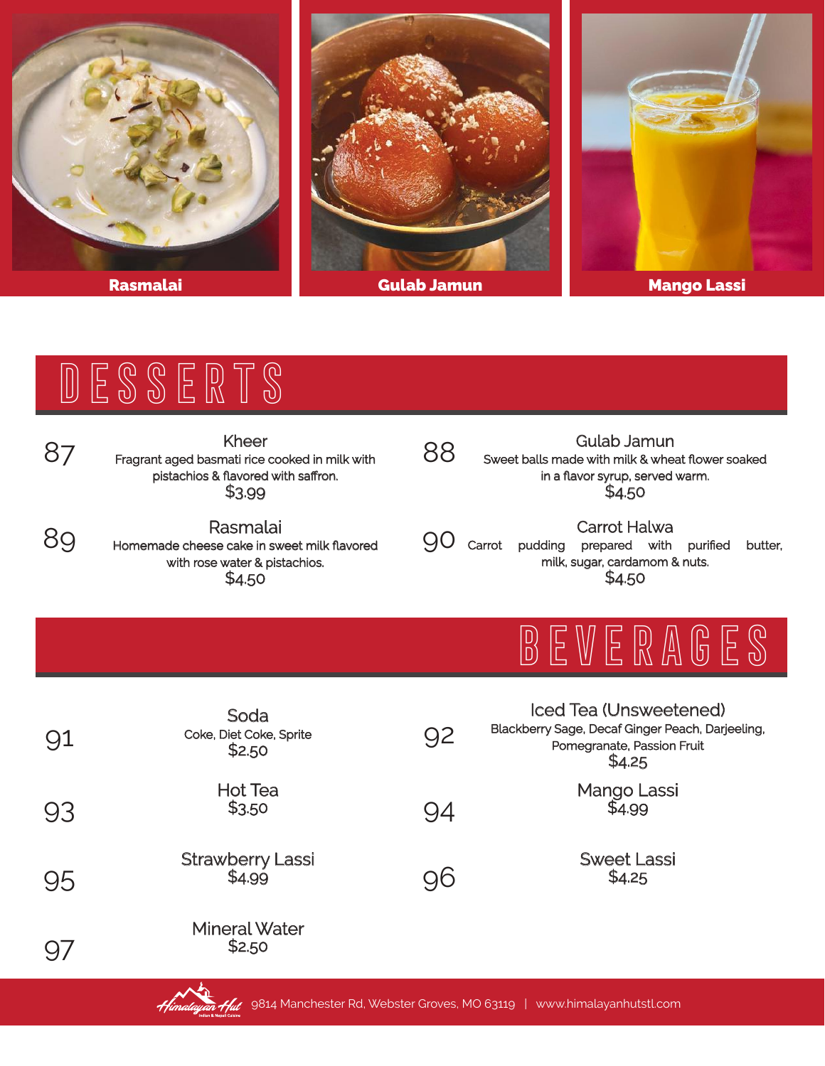Rasmalai

Gulab Jamun

Mango Lassi

# DESSERTS

**87** Kheer
Fragrant aged basmati rice cooked in milk with pistachios & flavored with saffron.
$3.99

**88** Gulab Jamun
Sweet balls made with milk & wheat flower soaked in a flavor syrup, served warm.
$4.50

**89** Rasmalai
Homemade cheese cake in sweet milk flavored with rose water & pistachios.
$4.50

**90** Carrot Halwa
Carrot pudding prepared with purified butter, milk, sugar, cardamom & nuts.
$4.50

# BEVERAGES

**91** Soda
Coke, Diet Coke, Sprite
$2.50

**92** Iced Tea (Unsweetened)
Blackberry Sage, Decaf Ginger Peach, Darjeeling, Pomegranate, Passion Fruit
$4.25

**93** Hot Tea
$3.50

**94** Mango Lassi
$4.99

**95** Strawberry Lassi
$4.99

**96** Sweet Lassi
$4.25

**97** Mineral Water
$2.50

Himalayan Hut — Indian & Nepali Cuisine | 9814 Manchester Rd, Webster Groves, MO 63119 | www.himalayanhutstl.com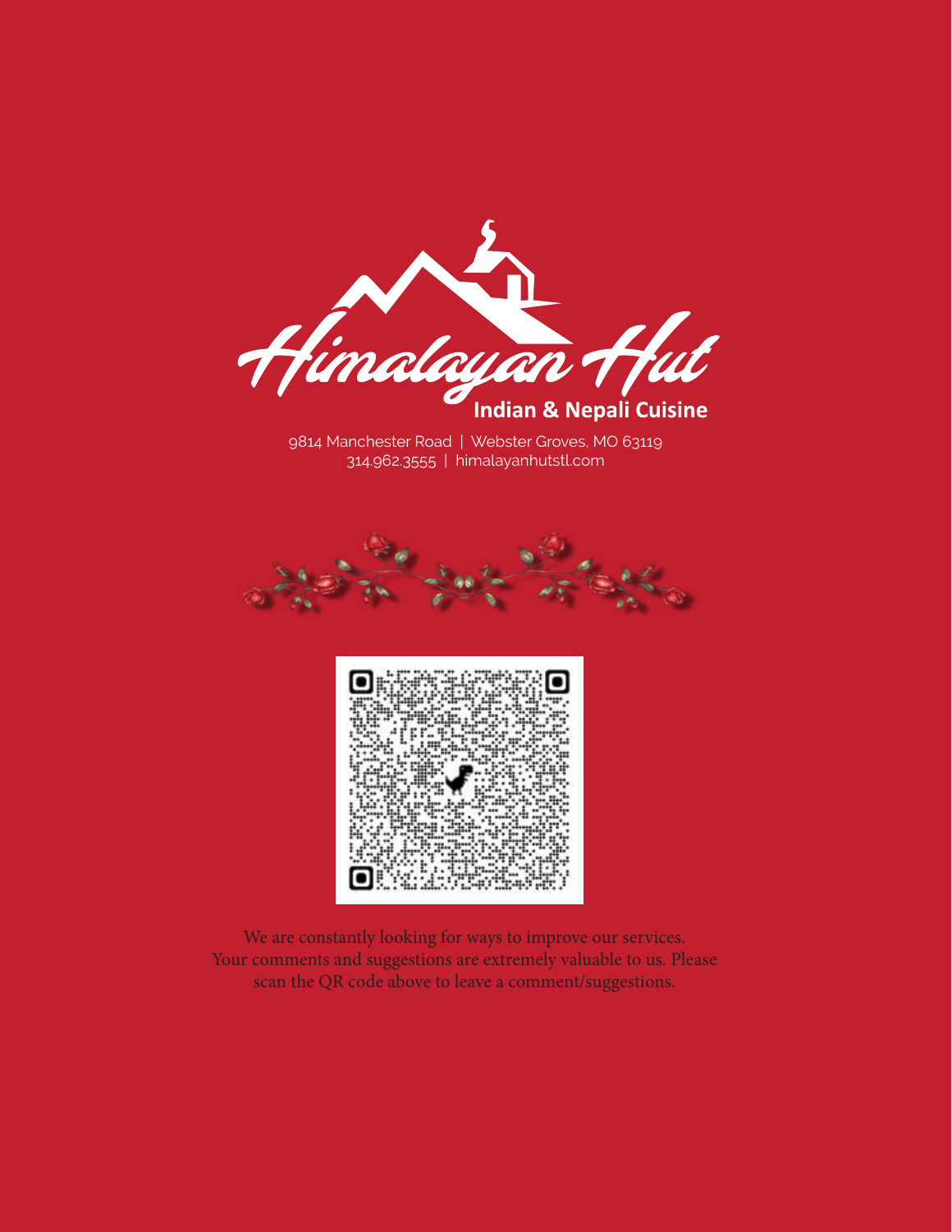# Himalayan Hut

## Indian & Nepali Cuisine

9814 Manchester Road | Webster Groves, MO 63119
314.962.3555 | himalayanhutstl.com

We are constantly looking for ways to improve our services. Your comments and suggestions are extremely valuable to us. Please scan the QR code above to leave a comment/suggestions.